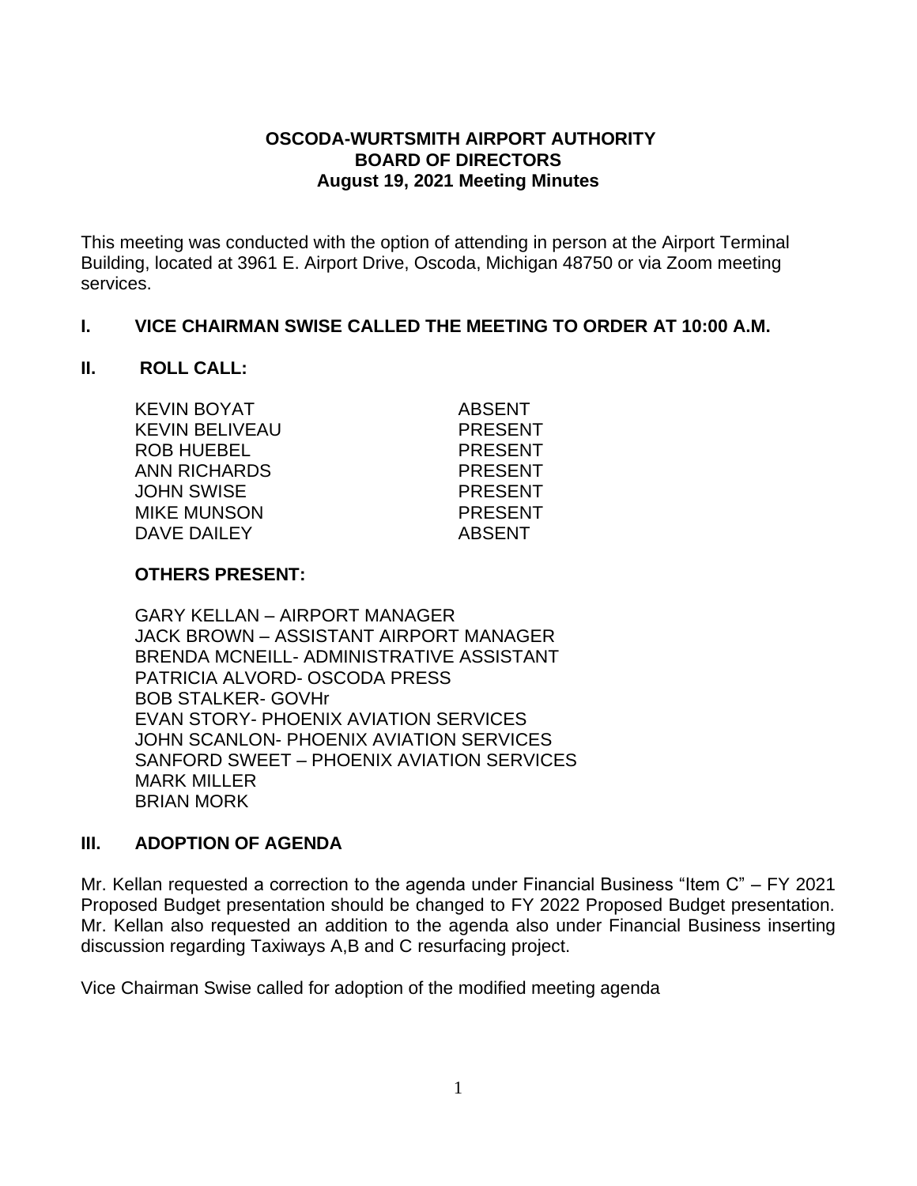**OSCODA-WURTSMITH AIRPORT AUTHORITY**
**BOARD OF DIRECTORS**
**August 19, 2021 Meeting Minutes**

This meeting was conducted with the option of attending in person at the Airport Terminal Building, located at 3961 E. Airport Drive, Oscoda, Michigan 48750 or via Zoom meeting services.

## I. VICE CHAIRMAN SWISE CALLED THE MEETING TO ORDER AT 10:00 A.M.

## II. ROLL CALL:

| | |
|---|---|
| KEVIN BOYAT | ABSENT |
| KEVIN BELIVEAU | PRESENT |
| ROB HUEBEL | PRESENT |
| ANN RICHARDS | PRESENT |
| JOHN SWISE | PRESENT |
| MIKE MUNSON | PRESENT |
| DAVE DAILEY | ABSENT |

**OTHERS PRESENT:**

GARY KELLAN – AIRPORT MANAGER
JACK BROWN – ASSISTANT AIRPORT MANAGER
BRENDA MCNEILL- ADMINISTRATIVE ASSISTANT
PATRICIA ALVORD- OSCODA PRESS
BOB STALKER- GOVHr
EVAN STORY- PHOENIX AVIATION SERVICES
JOHN SCANLON- PHOENIX AVIATION SERVICES
SANFORD SWEET – PHOENIX AVIATION SERVICES
MARK MILLER
BRIAN MORK

## III. ADOPTION OF AGENDA

Mr. Kellan requested a correction to the agenda under Financial Business "Item C" – FY 2021 Proposed Budget presentation should be changed to FY 2022 Proposed Budget presentation. Mr. Kellan also requested an addition to the agenda also under Financial Business inserting discussion regarding Taxiways A,B and C resurfacing project.

Vice Chairman Swise called for adoption of the modified meeting agenda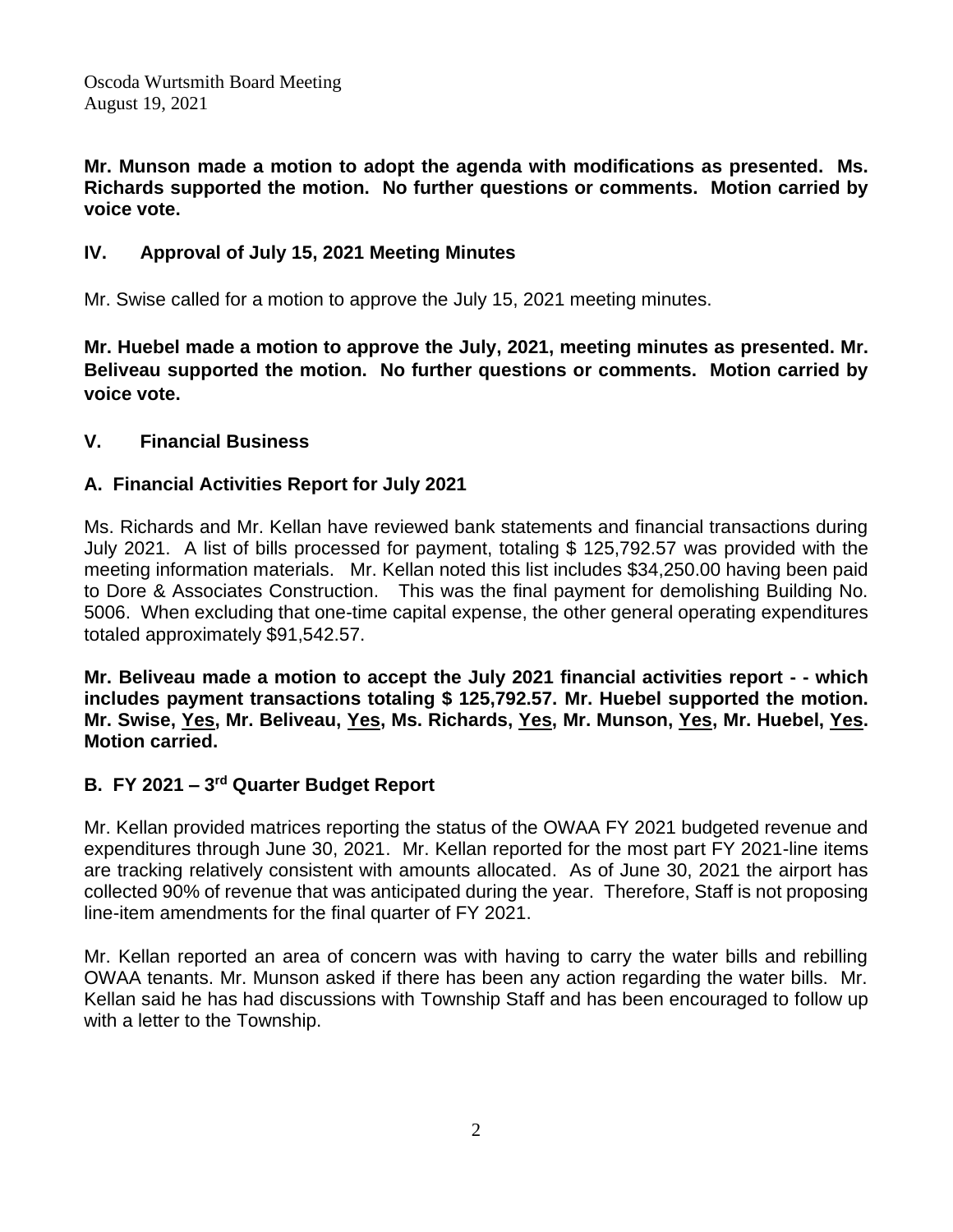**Mr. Munson made a motion to adopt the agenda with modifications as presented. Ms. Richards supported the motion. No further questions or comments. Motion carried by voice vote.**

## IV. Approval of July 15, 2021 Meeting Minutes

Mr. Swise called for a motion to approve the July 15, 2021 meeting minutes.

**Mr. Huebel made a motion to approve the July, 2021, meeting minutes as presented. Mr. Beliveau supported the motion. No further questions or comments. Motion carried by voice vote.**

## V. Financial Business

### A. Financial Activities Report for July 2021

Ms. Richards and Mr. Kellan have reviewed bank statements and financial transactions during July 2021. A list of bills processed for payment, totaling $ 125,792.57 was provided with the meeting information materials. Mr. Kellan noted this list includes $34,250.00 having been paid to Dore & Associates Construction. This was the final payment for demolishing Building No. 5006. When excluding that one-time capital expense, the other general operating expenditures totaled approximately $91,542.57.

**Mr. Beliveau made a motion to accept the July 2021 financial activities report - - which includes payment transactions totaling $ 125,792.57. Mr. Huebel supported the motion. Mr. Swise, <u>Yes</u>, Mr. Beliveau, <u>Yes</u>, Ms. Richards, <u>Yes</u>, Mr. Munson, <u>Yes</u>, Mr. Huebel, <u>Yes</u>. Motion carried.**

### B. FY 2021 – 3rd Quarter Budget Report

Mr. Kellan provided matrices reporting the status of the OWAA FY 2021 budgeted revenue and expenditures through June 30, 2021. Mr. Kellan reported for the most part FY 2021-line items are tracking relatively consistent with amounts allocated. As of June 30, 2021 the airport has collected 90% of revenue that was anticipated during the year. Therefore, Staff is not proposing line-item amendments for the final quarter of FY 2021.

Mr. Kellan reported an area of concern was with having to carry the water bills and rebilling OWAA tenants. Mr. Munson asked if there has been any action regarding the water bills. Mr. Kellan said he has had discussions with Township Staff and has been encouraged to follow up with a letter to the Township.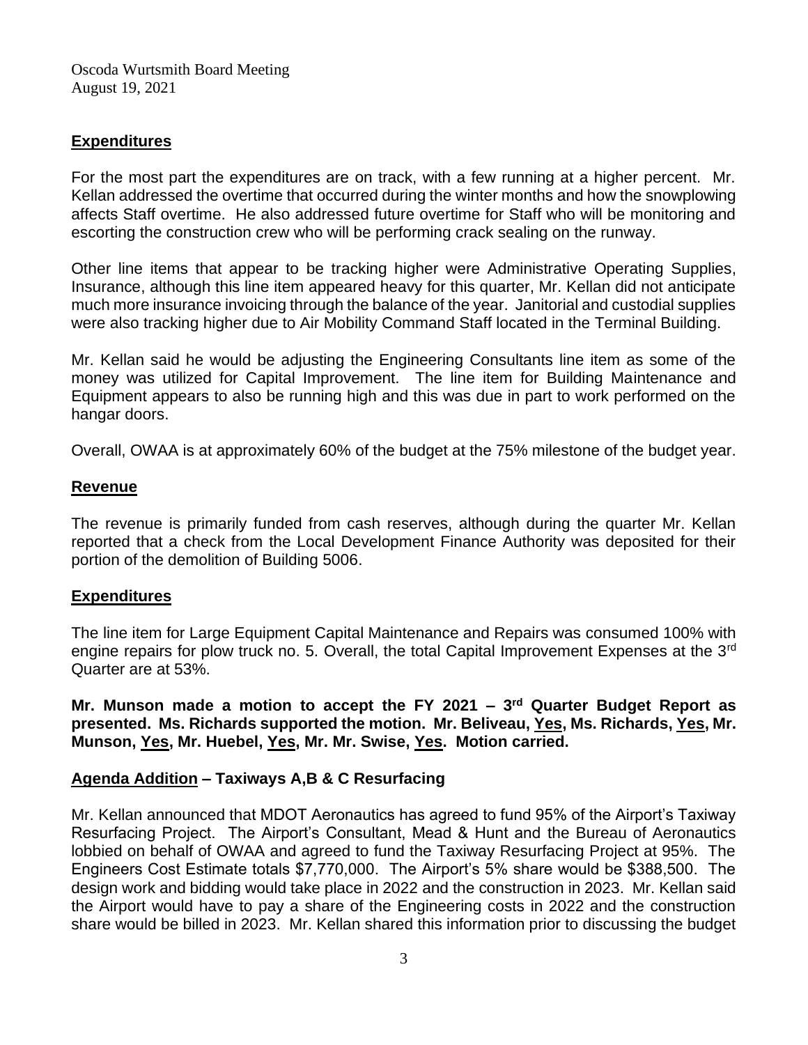## Expenditures

For the most part the expenditures are on track, with a few running at a higher percent. Mr. Kellan addressed the overtime that occurred during the winter months and how the snowplowing affects Staff overtime. He also addressed future overtime for Staff who will be monitoring and escorting the construction crew who will be performing crack sealing on the runway.

Other line items that appear to be tracking higher were Administrative Operating Supplies, Insurance, although this line item appeared heavy for this quarter, Mr. Kellan did not anticipate much more insurance invoicing through the balance of the year. Janitorial and custodial supplies were also tracking higher due to Air Mobility Command Staff located in the Terminal Building.

Mr. Kellan said he would be adjusting the Engineering Consultants line item as some of the money was utilized for Capital Improvement. The line item for Building Maintenance and Equipment appears to also be running high and this was due in part to work performed on the hangar doors.

Overall, OWAA is at approximately 60% of the budget at the 75% milestone of the budget year.

## Revenue

The revenue is primarily funded from cash reserves, although during the quarter Mr. Kellan reported that a check from the Local Development Finance Authority was deposited for their portion of the demolition of Building 5006.

## Expenditures

The line item for Large Equipment Capital Maintenance and Repairs was consumed 100% with engine repairs for plow truck no. 5. Overall, the total Capital Improvement Expenses at the 3rd Quarter are at 53%.

**Mr. Munson made a motion to accept the FY 2021 – 3rd Quarter Budget Report as presented. Ms. Richards supported the motion. Mr. Beliveau, Yes, Ms. Richards, Yes, Mr. Munson, Yes, Mr. Huebel, Yes, Mr. Mr. Swise, Yes. Motion carried.**

## Agenda Addition – Taxiways A,B & C Resurfacing

Mr. Kellan announced that MDOT Aeronautics has agreed to fund 95% of the Airport's Taxiway Resurfacing Project. The Airport's Consultant, Mead & Hunt and the Bureau of Aeronautics lobbied on behalf of OWAA and agreed to fund the Taxiway Resurfacing Project at 95%. The Engineers Cost Estimate totals $7,770,000. The Airport's 5% share would be $388,500. The design work and bidding would take place in 2022 and the construction in 2023. Mr. Kellan said the Airport would have to pay a share of the Engineering costs in 2022 and the construction share would be billed in 2023. Mr. Kellan shared this information prior to discussing the budget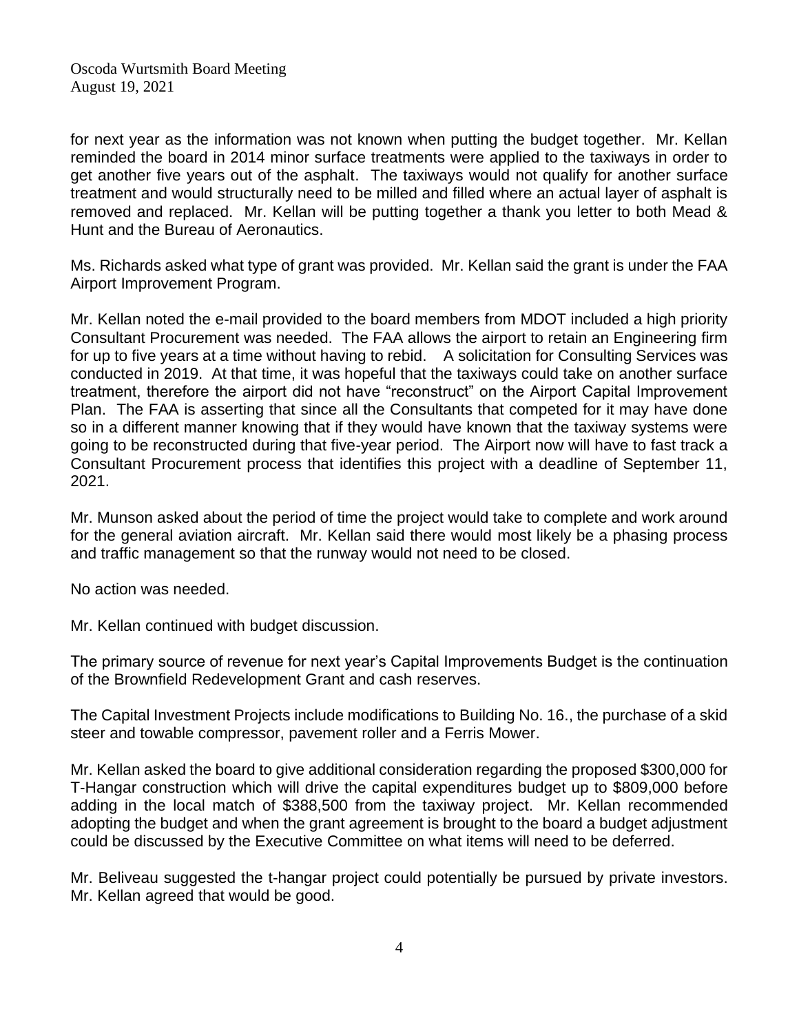for next year as the information was not known when putting the budget together. Mr. Kellan reminded the board in 2014 minor surface treatments were applied to the taxiways in order to get another five years out of the asphalt. The taxiways would not qualify for another surface treatment and would structurally need to be milled and filled where an actual layer of asphalt is removed and replaced. Mr. Kellan will be putting together a thank you letter to both Mead & Hunt and the Bureau of Aeronautics.

Ms. Richards asked what type of grant was provided. Mr. Kellan said the grant is under the FAA Airport Improvement Program.

Mr. Kellan noted the e-mail provided to the board members from MDOT included a high priority Consultant Procurement was needed. The FAA allows the airport to retain an Engineering firm for up to five years at a time without having to rebid. A solicitation for Consulting Services was conducted in 2019. At that time, it was hopeful that the taxiways could take on another surface treatment, therefore the airport did not have "reconstruct" on the Airport Capital Improvement Plan. The FAA is asserting that since all the Consultants that competed for it may have done so in a different manner knowing that if they would have known that the taxiway systems were going to be reconstructed during that five-year period. The Airport now will have to fast track a Consultant Procurement process that identifies this project with a deadline of September 11, 2021.

Mr. Munson asked about the period of time the project would take to complete and work around for the general aviation aircraft. Mr. Kellan said there would most likely be a phasing process and traffic management so that the runway would not need to be closed.

No action was needed.

Mr. Kellan continued with budget discussion.

The primary source of revenue for next year's Capital Improvements Budget is the continuation of the Brownfield Redevelopment Grant and cash reserves.

The Capital Investment Projects include modifications to Building No. 16., the purchase of a skid steer and towable compressor, pavement roller and a Ferris Mower.

Mr. Kellan asked the board to give additional consideration regarding the proposed $300,000 for T-Hangar construction which will drive the capital expenditures budget up to $809,000 before adding in the local match of $388,500 from the taxiway project. Mr. Kellan recommended adopting the budget and when the grant agreement is brought to the board a budget adjustment could be discussed by the Executive Committee on what items will need to be deferred.

Mr. Beliveau suggested the t-hangar project could potentially be pursued by private investors. Mr. Kellan agreed that would be good.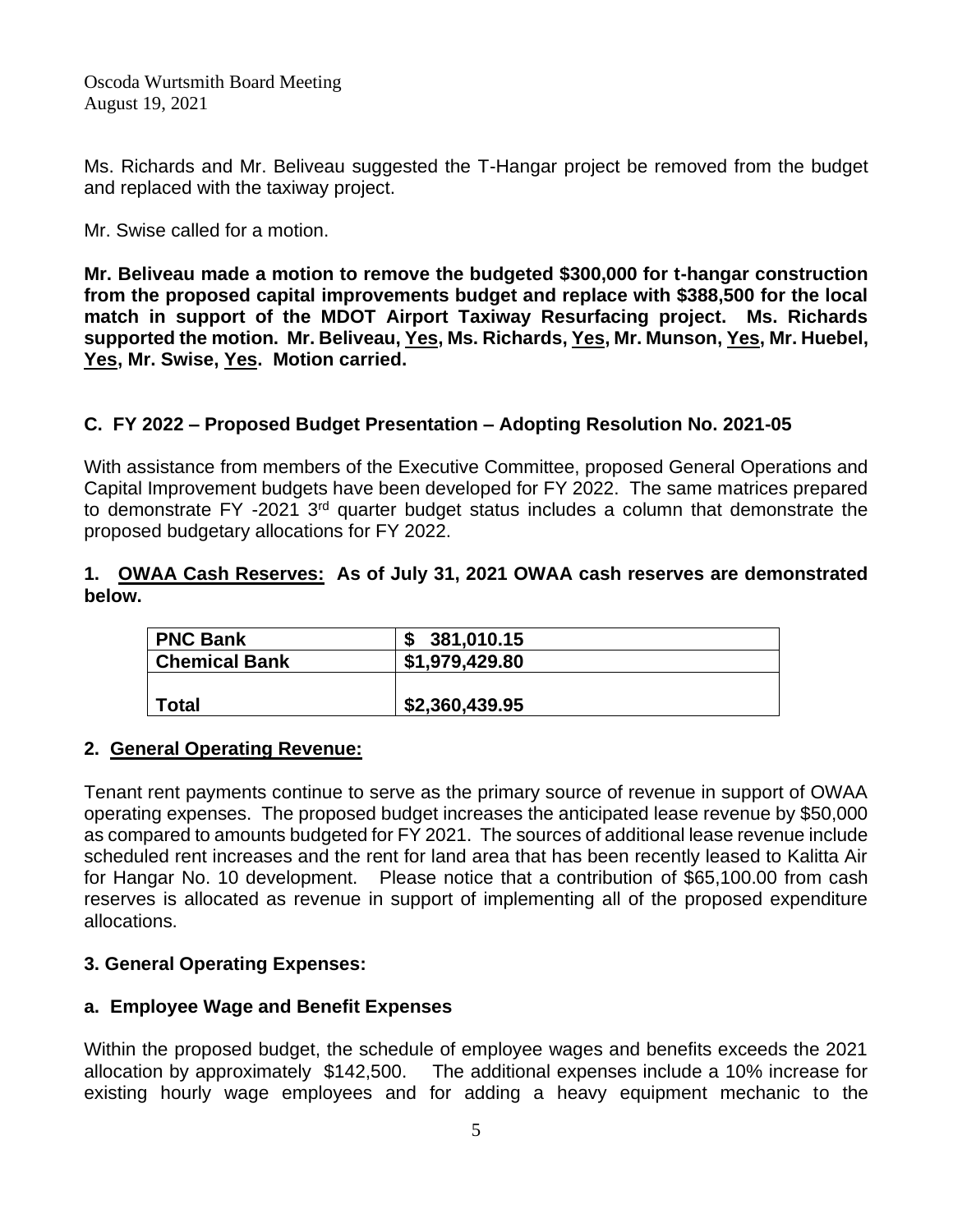Ms. Richards and Mr. Beliveau suggested the T-Hangar project be removed from the budget and replaced with the taxiway project.

Mr. Swise called for a motion.

**Mr. Beliveau made a motion to remove the budgeted $300,000 for t-hangar construction from the proposed capital improvements budget and replace with $388,500 for the local match in support of the MDOT Airport Taxiway Resurfacing project. Ms. Richards supported the motion. Mr. Beliveau, <u>Yes</u>, Ms. Richards, <u>Yes</u>, Mr. Munson, <u>Yes</u>, Mr. Huebel, <u>Yes</u>, Mr. Swise, <u>Yes</u>. Motion carried.**

### C. FY 2022 – Proposed Budget Presentation – Adopting Resolution No. 2021-05

With assistance from members of the Executive Committee, proposed General Operations and Capital Improvement budgets have been developed for FY 2022. The same matrices prepared to demonstrate FY -2021 3rd quarter budget status includes a column that demonstrate the proposed budgetary allocations for FY 2022.

**1. <u>OWAA Cash Reserves:</u> As of July 31, 2021 OWAA cash reserves are demonstrated below.**

| PNC Bank | $ 381,010.15 |
|---|---|
| **Chemical Bank** | **$1,979,429.80** |
| **Total** | **$2,360,439.95** |

### 2. <u>General Operating Revenue:</u>

Tenant rent payments continue to serve as the primary source of revenue in support of OWAA operating expenses. The proposed budget increases the anticipated lease revenue by $50,000 as compared to amounts budgeted for FY 2021. The sources of additional lease revenue include scheduled rent increases and the rent for land area that has been recently leased to Kalitta Air for Hangar No. 10 development. Please notice that a contribution of $65,100.00 from cash reserves is allocated as revenue in support of implementing all of the proposed expenditure allocations.

### 3. General Operating Expenses:

#### a. Employee Wage and Benefit Expenses

Within the proposed budget, the schedule of employee wages and benefits exceeds the 2021 allocation by approximately $142,500. The additional expenses include a 10% increase for existing hourly wage employees and for adding a heavy equipment mechanic to the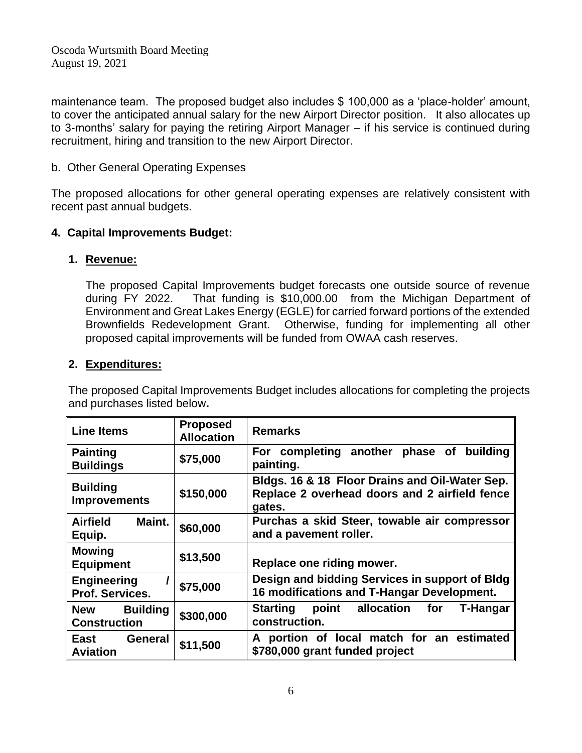maintenance team. The proposed budget also includes $ 100,000 as a 'place-holder' amount, to cover the anticipated annual salary for the new Airport Director position. It also allocates up to 3-months' salary for paying the retiring Airport Manager – if his service is continued during recruitment, hiring and transition to the new Airport Director.

b. Other General Operating Expenses

The proposed allocations for other general operating expenses are relatively consistent with recent past annual budgets.

**4. Capital Improvements Budget:**

**1. Revenue:**

The proposed Capital Improvements budget forecasts one outside source of revenue during FY 2022. That funding is $10,000.00 from the Michigan Department of Environment and Great Lakes Energy (EGLE) for carried forward portions of the extended Brownfields Redevelopment Grant. Otherwise, funding for implementing all other proposed capital improvements will be funded from OWAA cash reserves.

**2. Expenditures:**

The proposed Capital Improvements Budget includes allocations for completing the projects and purchases listed below**.**

| Line Items | Proposed Allocation | Remarks |
| --- | --- | --- |
| **Painting Buildings** | **$75,000** | **For completing another phase of building painting.** |
| **Building Improvements** | **$150,000** | **Bldgs. 16 & 18 Floor Drains and Oil-Water Sep. Replace 2 overhead doors and 2 airfield fence gates.** |
| **Airfield Maint. Equip.** | **$60,000** | **Purchas a skid Steer, towable air compressor and a pavement roller.** |
| **Mowing Equipment** | **$13,500** | **Replace one riding mower.** |
| **Engineering / Prof. Services.** | **$75,000** | **Design and bidding Services in support of Bldg 16 modifications and T-Hangar Development.** |
| **New Building Construction** | **$300,000** | **Starting point allocation for T-Hangar construction.** |
| **East General Aviation** | **$11,500** | **A portion of local match for an estimated $780,000 grant funded project** |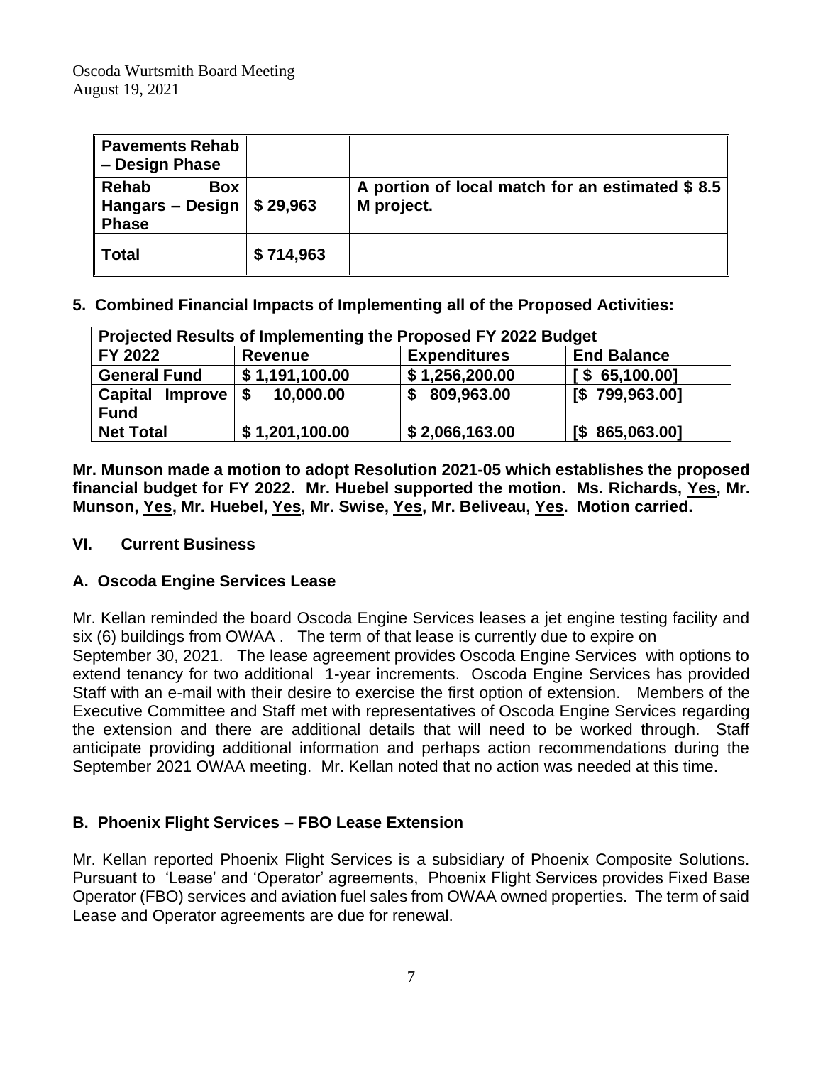| **Pavements Rehab – Design Phase** | | |
|---|---|---|
| **Rehab Box Hangars – Design Phase** | **$ 29,963** | **A portion of local match for an estimated $ 8.5 M project.** |
| **Total** | **$ 714,963** | |

**5. Combined Financial Impacts of Implementing all of the Proposed Activities:**

| **Projected Results of Implementing the Proposed FY 2022 Budget** | | | |
|---|---|---|---|
| **FY 2022** | **Revenue** | **Expenditures** | **End Balance** |
| **General Fund** | **$ 1,191,100.00** | **$ 1,256,200.00** | **[ $ 65,100.00]** |
| **Capital Improve Fund** | **$ 10,000.00** | **$ 809,963.00** | **[$ 799,963.00]** |
| **Net Total** | **$ 1,201,100.00** | **$ 2,066,163.00** | **[$ 865,063.00]** |

**Mr. Munson made a motion to adopt Resolution 2021-05 which establishes the proposed financial budget for FY 2022. Mr. Huebel supported the motion. Ms. Richards, Yes, Mr. Munson, Yes, Mr. Huebel, Yes, Mr. Swise, Yes, Mr. Beliveau, Yes. Motion carried.**

## VI. Current Business

### A. Oscoda Engine Services Lease

Mr. Kellan reminded the board Oscoda Engine Services leases a jet engine testing facility and six (6) buildings from OWAA . The term of that lease is currently due to expire on September 30, 2021. The lease agreement provides Oscoda Engine Services with options to extend tenancy for two additional 1-year increments. Oscoda Engine Services has provided Staff with an e-mail with their desire to exercise the first option of extension. Members of the Executive Committee and Staff met with representatives of Oscoda Engine Services regarding the extension and there are additional details that will need to be worked through. Staff anticipate providing additional information and perhaps action recommendations during the September 2021 OWAA meeting. Mr. Kellan noted that no action was needed at this time.

### B. Phoenix Flight Services – FBO Lease Extension

Mr. Kellan reported Phoenix Flight Services is a subsidiary of Phoenix Composite Solutions. Pursuant to 'Lease' and 'Operator' agreements, Phoenix Flight Services provides Fixed Base Operator (FBO) services and aviation fuel sales from OWAA owned properties. The term of said Lease and Operator agreements are due for renewal.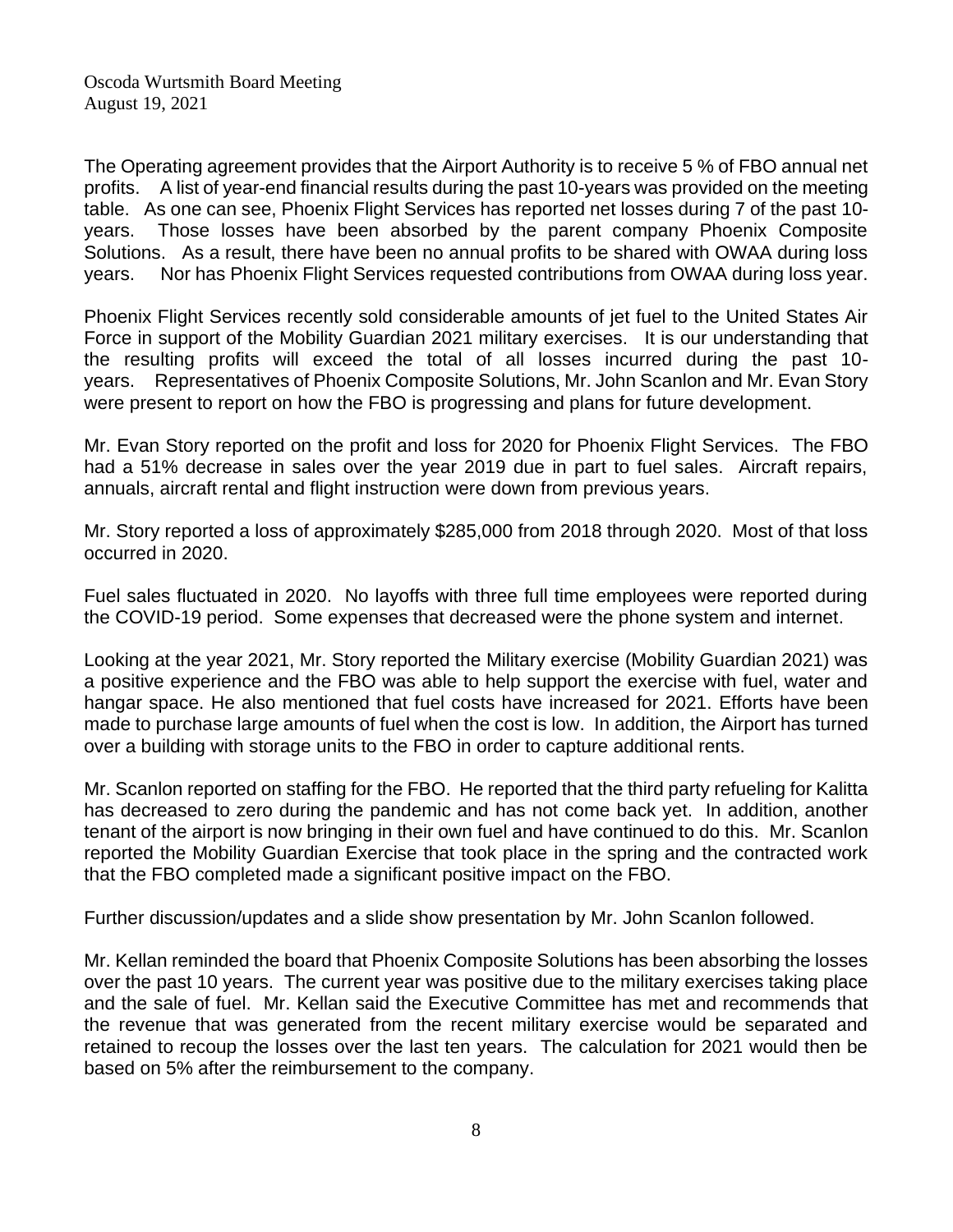The Operating agreement provides that the Airport Authority is to receive 5 % of FBO annual net profits. A list of year-end financial results during the past 10-years was provided on the meeting table. As one can see, Phoenix Flight Services has reported net losses during 7 of the past 10-years. Those losses have been absorbed by the parent company Phoenix Composite Solutions. As a result, there have been no annual profits to be shared with OWAA during loss years. Nor has Phoenix Flight Services requested contributions from OWAA during loss year.

Phoenix Flight Services recently sold considerable amounts of jet fuel to the United States Air Force in support of the Mobility Guardian 2021 military exercises. It is our understanding that the resulting profits will exceed the total of all losses incurred during the past 10-years. Representatives of Phoenix Composite Solutions, Mr. John Scanlon and Mr. Evan Story were present to report on how the FBO is progressing and plans for future development.

Mr. Evan Story reported on the profit and loss for 2020 for Phoenix Flight Services. The FBO had a 51% decrease in sales over the year 2019 due in part to fuel sales. Aircraft repairs, annuals, aircraft rental and flight instruction were down from previous years.

Mr. Story reported a loss of approximately $285,000 from 2018 through 2020. Most of that loss occurred in 2020.

Fuel sales fluctuated in 2020. No layoffs with three full time employees were reported during the COVID-19 period. Some expenses that decreased were the phone system and internet.

Looking at the year 2021, Mr. Story reported the Military exercise (Mobility Guardian 2021) was a positive experience and the FBO was able to help support the exercise with fuel, water and hangar space. He also mentioned that fuel costs have increased for 2021. Efforts have been made to purchase large amounts of fuel when the cost is low. In addition, the Airport has turned over a building with storage units to the FBO in order to capture additional rents.

Mr. Scanlon reported on staffing for the FBO. He reported that the third party refueling for Kalitta has decreased to zero during the pandemic and has not come back yet. In addition, another tenant of the airport is now bringing in their own fuel and have continued to do this. Mr. Scanlon reported the Mobility Guardian Exercise that took place in the spring and the contracted work that the FBO completed made a significant positive impact on the FBO.

Further discussion/updates and a slide show presentation by Mr. John Scanlon followed.

Mr. Kellan reminded the board that Phoenix Composite Solutions has been absorbing the losses over the past 10 years. The current year was positive due to the military exercises taking place and the sale of fuel. Mr. Kellan said the Executive Committee has met and recommends that the revenue that was generated from the recent military exercise would be separated and retained to recoup the losses over the last ten years. The calculation for 2021 would then be based on 5% after the reimbursement to the company.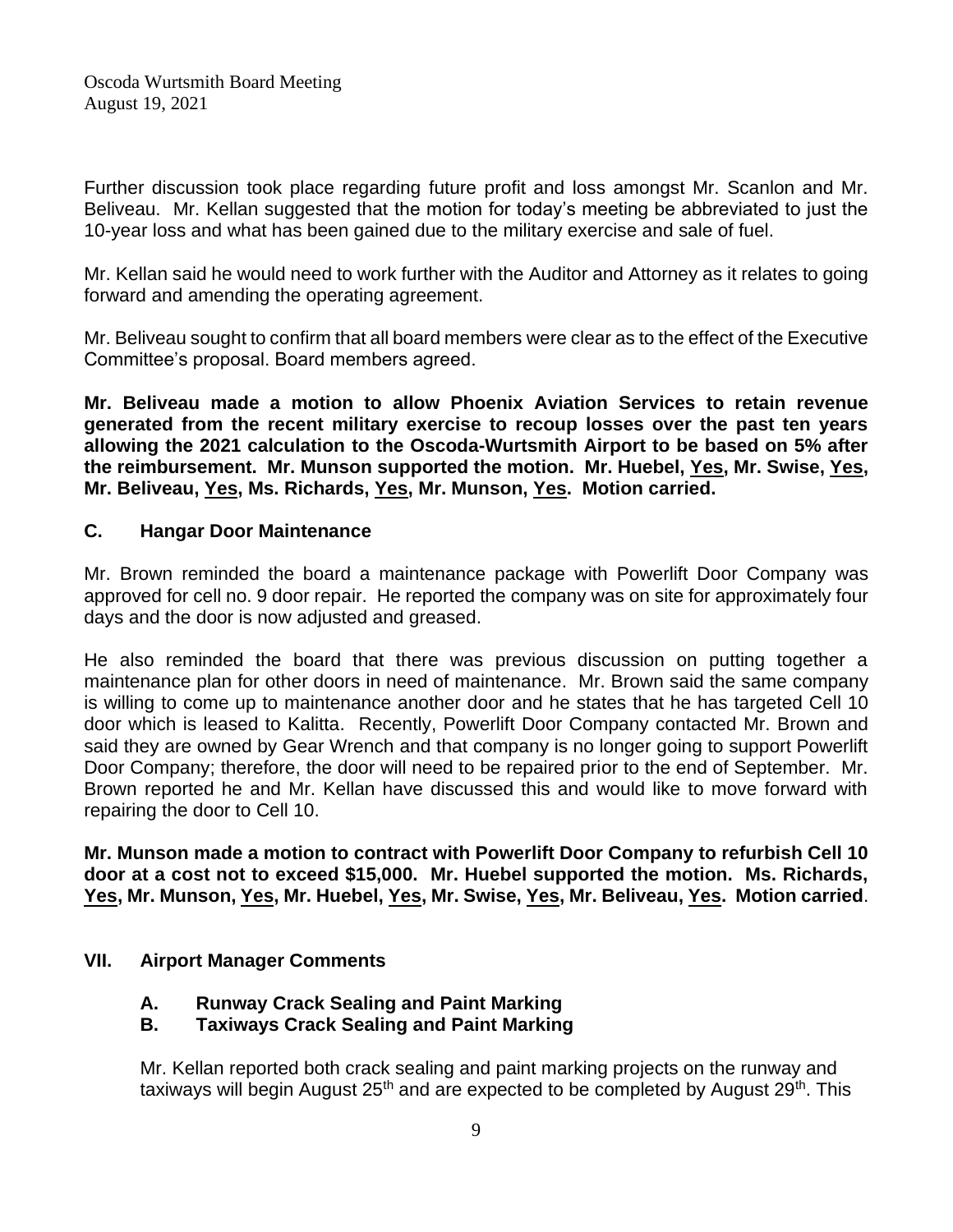Further discussion took place regarding future profit and loss amongst Mr. Scanlon and Mr. Beliveau. Mr. Kellan suggested that the motion for today's meeting be abbreviated to just the 10-year loss and what has been gained due to the military exercise and sale of fuel.

Mr. Kellan said he would need to work further with the Auditor and Attorney as it relates to going forward and amending the operating agreement.

Mr. Beliveau sought to confirm that all board members were clear as to the effect of the Executive Committee's proposal. Board members agreed.

**Mr. Beliveau made a motion to allow Phoenix Aviation Services to retain revenue generated from the recent military exercise to recoup losses over the past ten years allowing the 2021 calculation to the Oscoda-Wurtsmith Airport to be based on 5% after the reimbursement. Mr. Munson supported the motion. Mr. Huebel, Yes, Mr. Swise, Yes, Mr. Beliveau, Yes, Ms. Richards, Yes, Mr. Munson, Yes. Motion carried.**

### C. Hangar Door Maintenance

Mr. Brown reminded the board a maintenance package with Powerlift Door Company was approved for cell no. 9 door repair. He reported the company was on site for approximately four days and the door is now adjusted and greased.

He also reminded the board that there was previous discussion on putting together a maintenance plan for other doors in need of maintenance. Mr. Brown said the same company is willing to come up to maintenance another door and he states that he has targeted Cell 10 door which is leased to Kalitta. Recently, Powerlift Door Company contacted Mr. Brown and said they are owned by Gear Wrench and that company is no longer going to support Powerlift Door Company; therefore, the door will need to be repaired prior to the end of September. Mr. Brown reported he and Mr. Kellan have discussed this and would like to move forward with repairing the door to Cell 10.

**Mr. Munson made a motion to contract with Powerlift Door Company to refurbish Cell 10 door at a cost not to exceed $15,000. Mr. Huebel supported the motion. Ms. Richards, Yes, Mr. Munson, Yes, Mr. Huebel, Yes, Mr. Swise, Yes, Mr. Beliveau, Yes. Motion carried**.

## VII. Airport Manager Comments

### A. Runway Crack Sealing and Paint Marking
### B. Taxiways Crack Sealing and Paint Marking

Mr. Kellan reported both crack sealing and paint marking projects on the runway and taxiways will begin August 25th and are expected to be completed by August 29th. This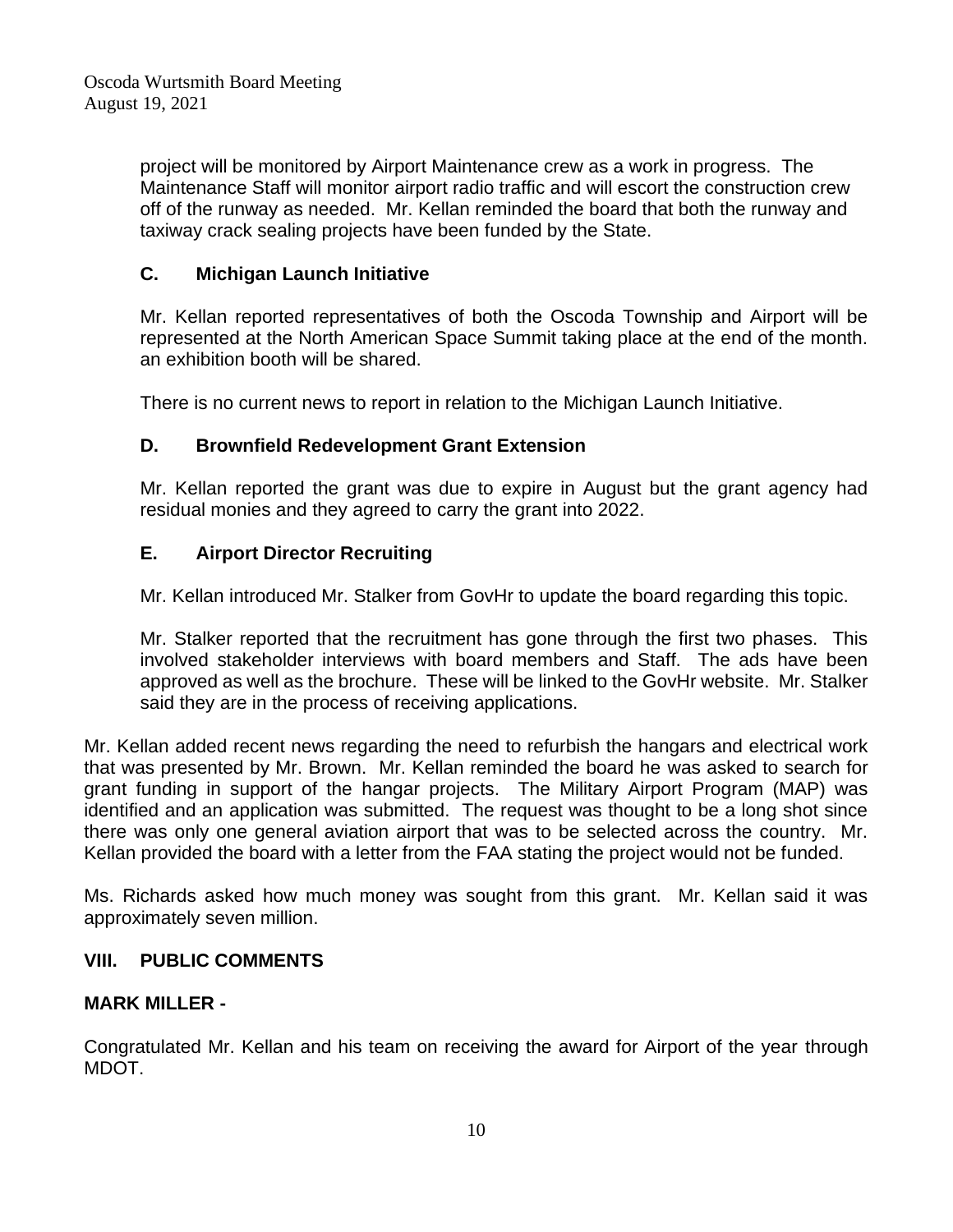project will be monitored by Airport Maintenance crew as a work in progress. The Maintenance Staff will monitor airport radio traffic and will escort the construction crew off of the runway as needed. Mr. Kellan reminded the board that both the runway and taxiway crack sealing projects have been funded by the State.

### C. Michigan Launch Initiative

Mr. Kellan reported representatives of both the Oscoda Township and Airport will be represented at the North American Space Summit taking place at the end of the month. an exhibition booth will be shared.

There is no current news to report in relation to the Michigan Launch Initiative.

### D. Brownfield Redevelopment Grant Extension

Mr. Kellan reported the grant was due to expire in August but the grant agency had residual monies and they agreed to carry the grant into 2022.

### E. Airport Director Recruiting

Mr. Kellan introduced Mr. Stalker from GovHr to update the board regarding this topic.

Mr. Stalker reported that the recruitment has gone through the first two phases. This involved stakeholder interviews with board members and Staff. The ads have been approved as well as the brochure. These will be linked to the GovHr website. Mr. Stalker said they are in the process of receiving applications.

Mr. Kellan added recent news regarding the need to refurbish the hangars and electrical work that was presented by Mr. Brown. Mr. Kellan reminded the board he was asked to search for grant funding in support of the hangar projects. The Military Airport Program (MAP) was identified and an application was submitted. The request was thought to be a long shot since there was only one general aviation airport that was to be selected across the country. Mr. Kellan provided the board with a letter from the FAA stating the project would not be funded.

Ms. Richards asked how much money was sought from this grant. Mr. Kellan said it was approximately seven million.

## VIII. PUBLIC COMMENTS

**MARK MILLER -**

Congratulated Mr. Kellan and his team on receiving the award for Airport of the year through MDOT.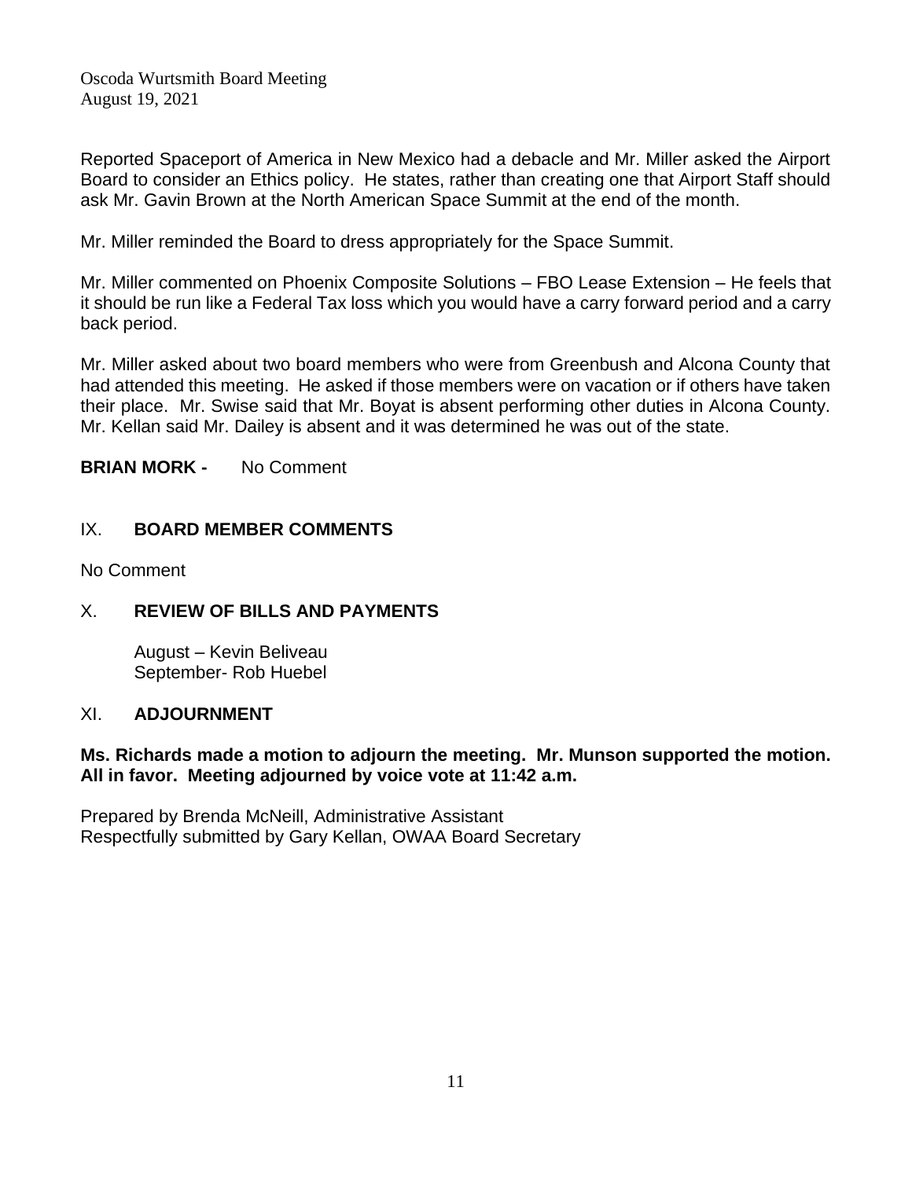Reported Spaceport of America in New Mexico had a debacle and Mr. Miller asked the Airport Board to consider an Ethics policy. He states, rather than creating one that Airport Staff should ask Mr. Gavin Brown at the North American Space Summit at the end of the month.

Mr. Miller reminded the Board to dress appropriately for the Space Summit.

Mr. Miller commented on Phoenix Composite Solutions – FBO Lease Extension – He feels that it should be run like a Federal Tax loss which you would have a carry forward period and a carry back period.

Mr. Miller asked about two board members who were from Greenbush and Alcona County that had attended this meeting. He asked if those members were on vacation or if others have taken their place. Mr. Swise said that Mr. Boyat is absent performing other duties in Alcona County. Mr. Kellan said Mr. Dailey is absent and it was determined he was out of the state.

**BRIAN MORK -** No Comment

## IX. BOARD MEMBER COMMENTS

No Comment

## X. REVIEW OF BILLS AND PAYMENTS

August – Kevin Beliveau
September- Rob Huebel

## XI. ADJOURNMENT

**Ms. Richards made a motion to adjourn the meeting. Mr. Munson supported the motion. All in favor. Meeting adjourned by voice vote at 11:42 a.m.**

Prepared by Brenda McNeill, Administrative Assistant
Respectfully submitted by Gary Kellan, OWAA Board Secretary